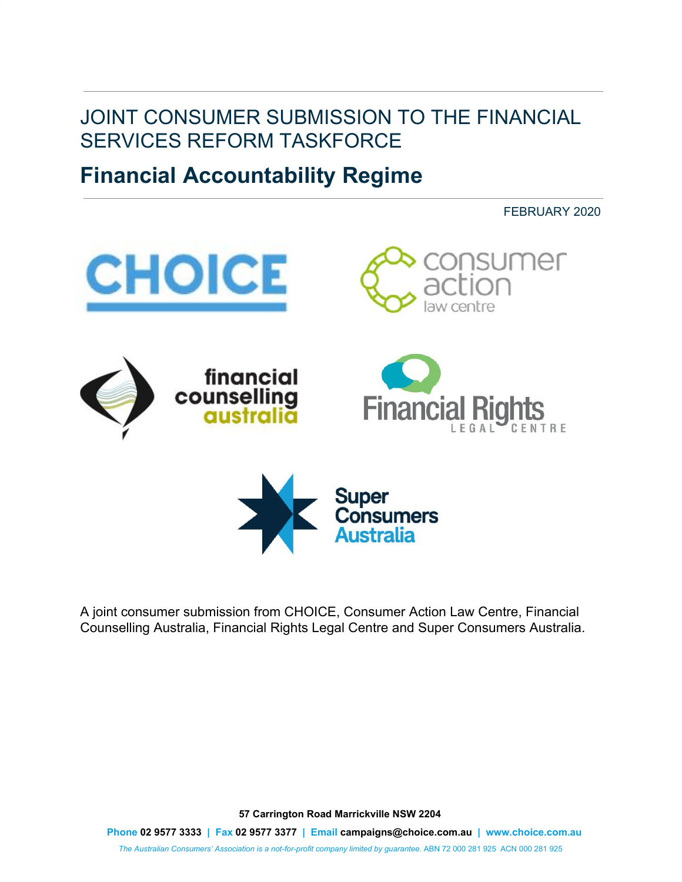JOINT CONSUMER SUBMISSION TO THE FINANCIAL SERVICES REFORM TASKFORCE

# Financial Accountability Regime

FEBRUARY 2020

A joint consumer submission from CHOICE, Consumer Action Law Centre, Financial Counselling Australia, Financial Rights Legal Centre and Super Consumers Australia.

**57 Carrington Road Marrickville NSW 2204**

Phone **02 9577 3333** | Fax **02 9577 3377** | Email **campaigns@choice.com.au** | **www.choice.com.au**

*The Australian Consumers' Association is a not-for-profit company limited by guarantee.* ABN 72 000 281 925 ACN 000 281 925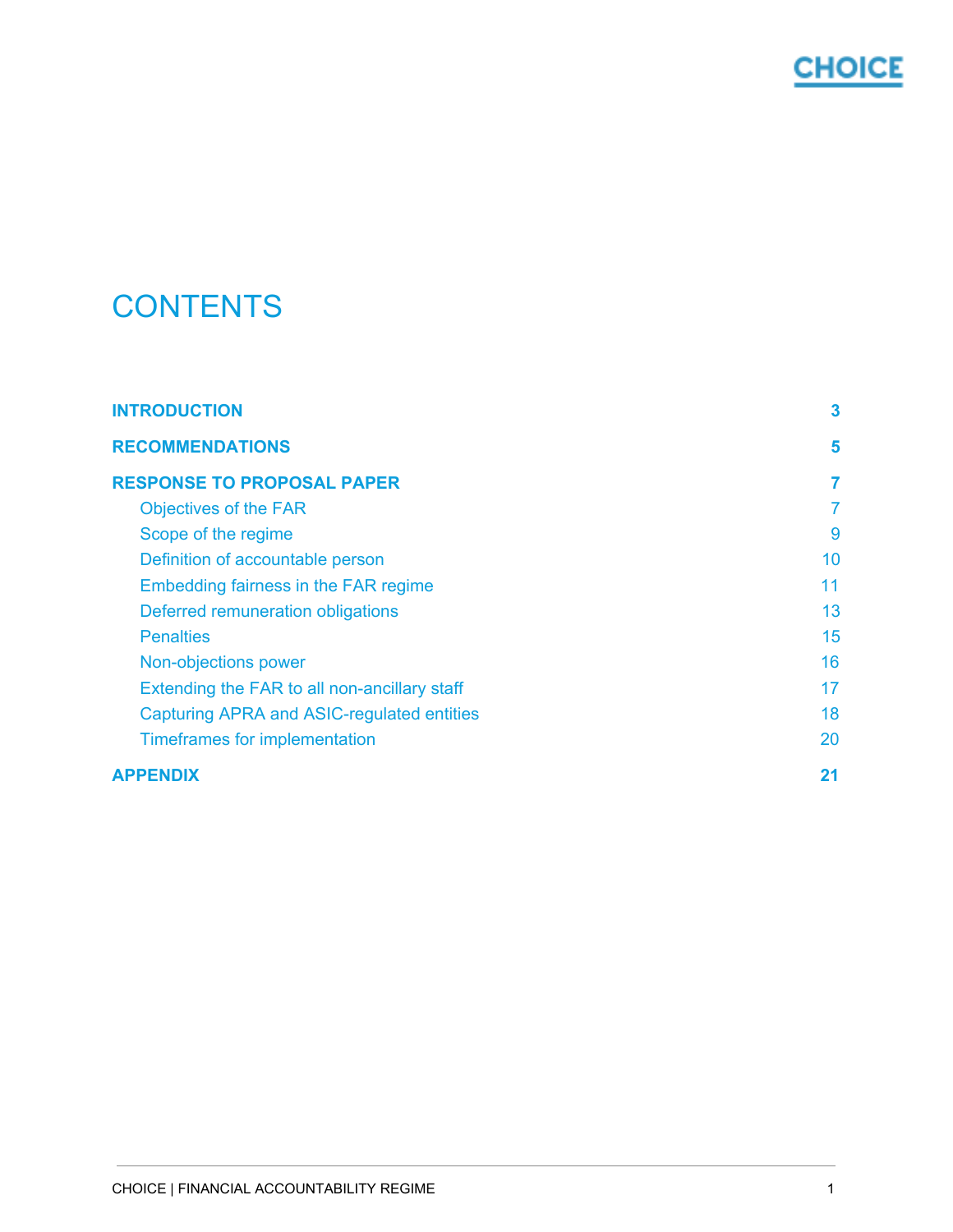# CONTENTS

| | |
|---|---|
| **INTRODUCTION** | **3** |
| **RECOMMENDATIONS** | **5** |
| **RESPONSE TO PROPOSAL PAPER** | **7** |
| Objectives of the FAR | 7 |
| Scope of the regime | 9 |
| Definition of accountable person | 10 |
| Embedding fairness in the FAR regime | 11 |
| Deferred remuneration obligations | 13 |
| Penalties | 15 |
| Non-objections power | 16 |
| Extending the FAR to all non-ancillary staff | 17 |
| Capturing APRA and ASIC-regulated entities | 18 |
| Timeframes for implementation | 20 |
| **APPENDIX** | **21** |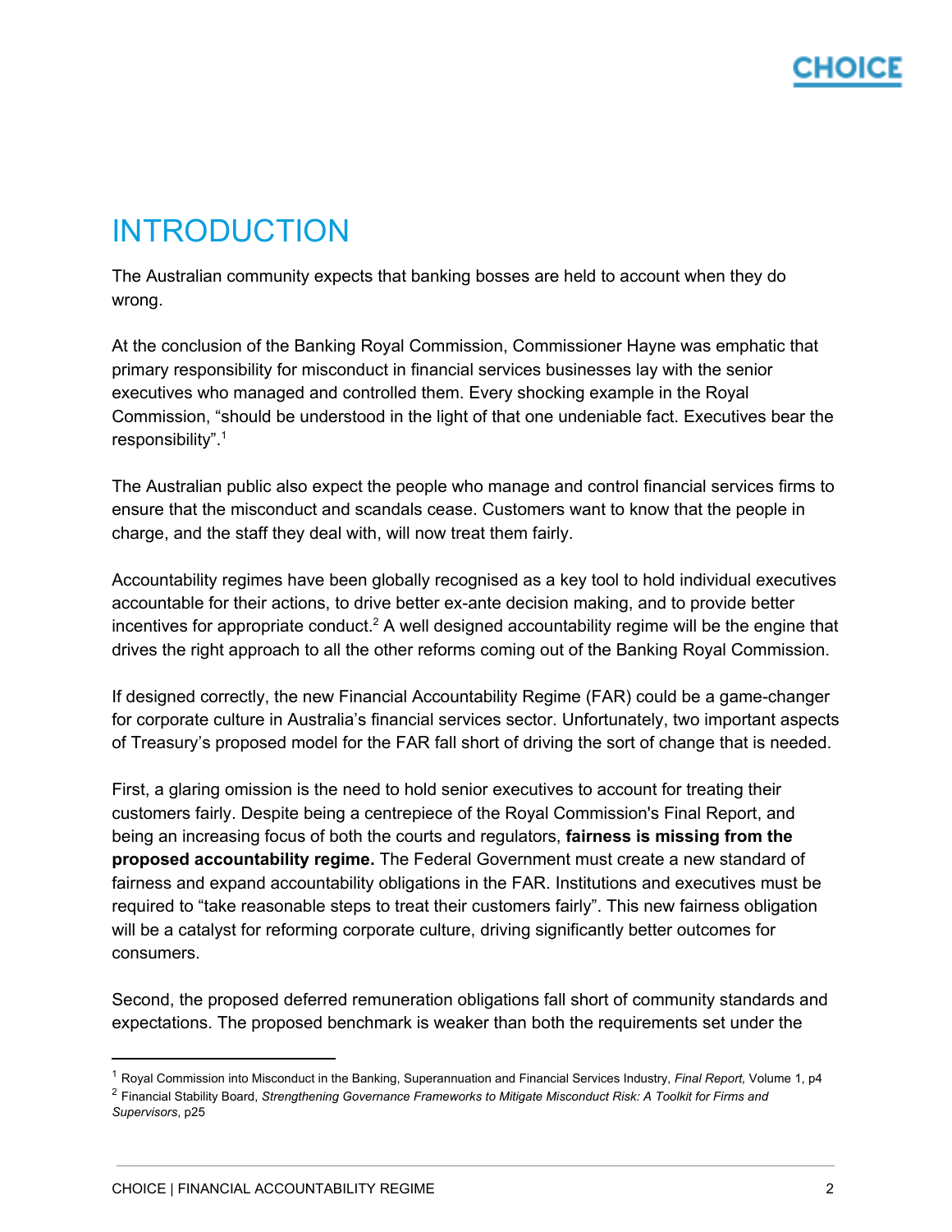# INTRODUCTION

The Australian community expects that banking bosses are held to account when they do wrong.

At the conclusion of the Banking Royal Commission, Commissioner Hayne was emphatic that primary responsibility for misconduct in financial services businesses lay with the senior executives who managed and controlled them. Every shocking example in the Royal Commission, "should be understood in the light of that one undeniable fact. Executives bear the responsibility".[1]

The Australian public also expect the people who manage and control financial services firms to ensure that the misconduct and scandals cease. Customers want to know that the people in charge, and the staff they deal with, will now treat them fairly.

Accountability regimes have been globally recognised as a key tool to hold individual executives accountable for their actions, to drive better ex-ante decision making, and to provide better incentives for appropriate conduct.[2] A well designed accountability regime will be the engine that drives the right approach to all the other reforms coming out of the Banking Royal Commission.

If designed correctly, the new Financial Accountability Regime (FAR) could be a game-changer for corporate culture in Australia's financial services sector. Unfortunately, two important aspects of Treasury's proposed model for the FAR fall short of driving the sort of change that is needed.

First, a glaring omission is the need to hold senior executives to account for treating their customers fairly. Despite being a centrepiece of the Royal Commission's Final Report, and being an increasing focus of both the courts and regulators, **fairness is missing from the proposed accountability regime.** The Federal Government must create a new standard of fairness and expand accountability obligations in the FAR. Institutions and executives must be required to "take reasonable steps to treat their customers fairly". This new fairness obligation will be a catalyst for reforming corporate culture, driving significantly better outcomes for consumers.

Second, the proposed deferred remuneration obligations fall short of community standards and expectations. The proposed benchmark is weaker than both the requirements set under the

---

[1] Royal Commission into Misconduct in the Banking, Superannuation and Financial Services Industry, *Final Report,* Volume 1, p4

[2] Financial Stability Board, *Strengthening Governance Frameworks to Mitigate Misconduct Risk: A Toolkit for Firms and Supervisors*, p25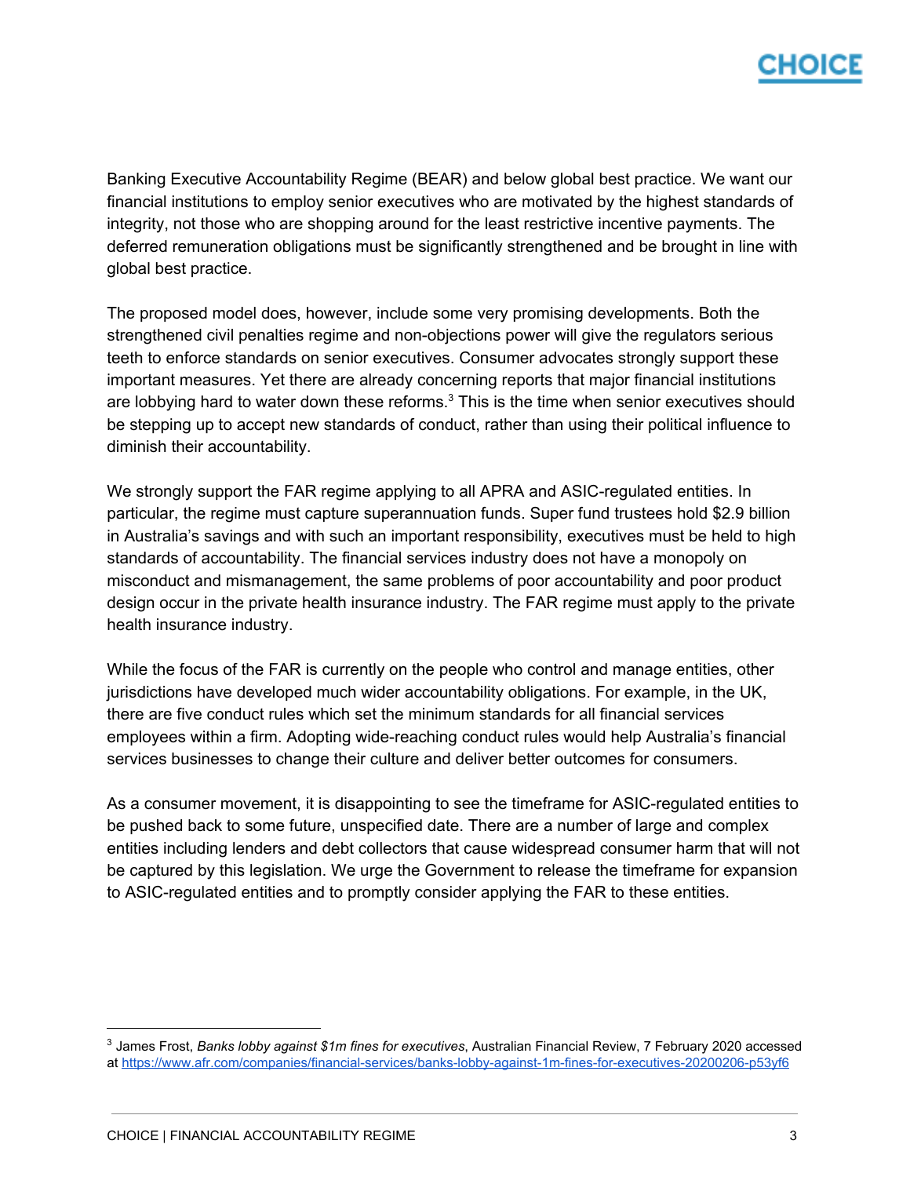Banking Executive Accountability Regime (BEAR) and below global best practice. We want our financial institutions to employ senior executives who are motivated by the highest standards of integrity, not those who are shopping around for the least restrictive incentive payments. The deferred remuneration obligations must be significantly strengthened and be brought in line with global best practice.

The proposed model does, however, include some very promising developments. Both the strengthened civil penalties regime and non-objections power will give the regulators serious teeth to enforce standards on senior executives. Consumer advocates strongly support these important measures. Yet there are already concerning reports that major financial institutions are lobbying hard to water down these reforms.[3] This is the time when senior executives should be stepping up to accept new standards of conduct, rather than using their political influence to diminish their accountability.

We strongly support the FAR regime applying to all APRA and ASIC-regulated entities. In particular, the regime must capture superannuation funds. Super fund trustees hold $2.9 billion in Australia's savings and with such an important responsibility, executives must be held to high standards of accountability. The financial services industry does not have a monopoly on misconduct and mismanagement, the same problems of poor accountability and poor product design occur in the private health insurance industry. The FAR regime must apply to the private health insurance industry.

While the focus of the FAR is currently on the people who control and manage entities, other jurisdictions have developed much wider accountability obligations. For example, in the UK, there are five conduct rules which set the minimum standards for all financial services employees within a firm. Adopting wide-reaching conduct rules would help Australia's financial services businesses to change their culture and deliver better outcomes for consumers.

As a consumer movement, it is disappointing to see the timeframe for ASIC-regulated entities to be pushed back to some future, unspecified date. There are a number of large and complex entities including lenders and debt collectors that cause widespread consumer harm that will not be captured by this legislation. We urge the Government to release the timeframe for expansion to ASIC-regulated entities and to promptly consider applying the FAR to these entities.

---

[3] James Frost, *Banks lobby against $1m fines for executives*, Australian Financial Review, 7 February 2020 accessed at https://www.afr.com/companies/financial-services/banks-lobby-against-1m-fines-for-executives-20200206-p53yf6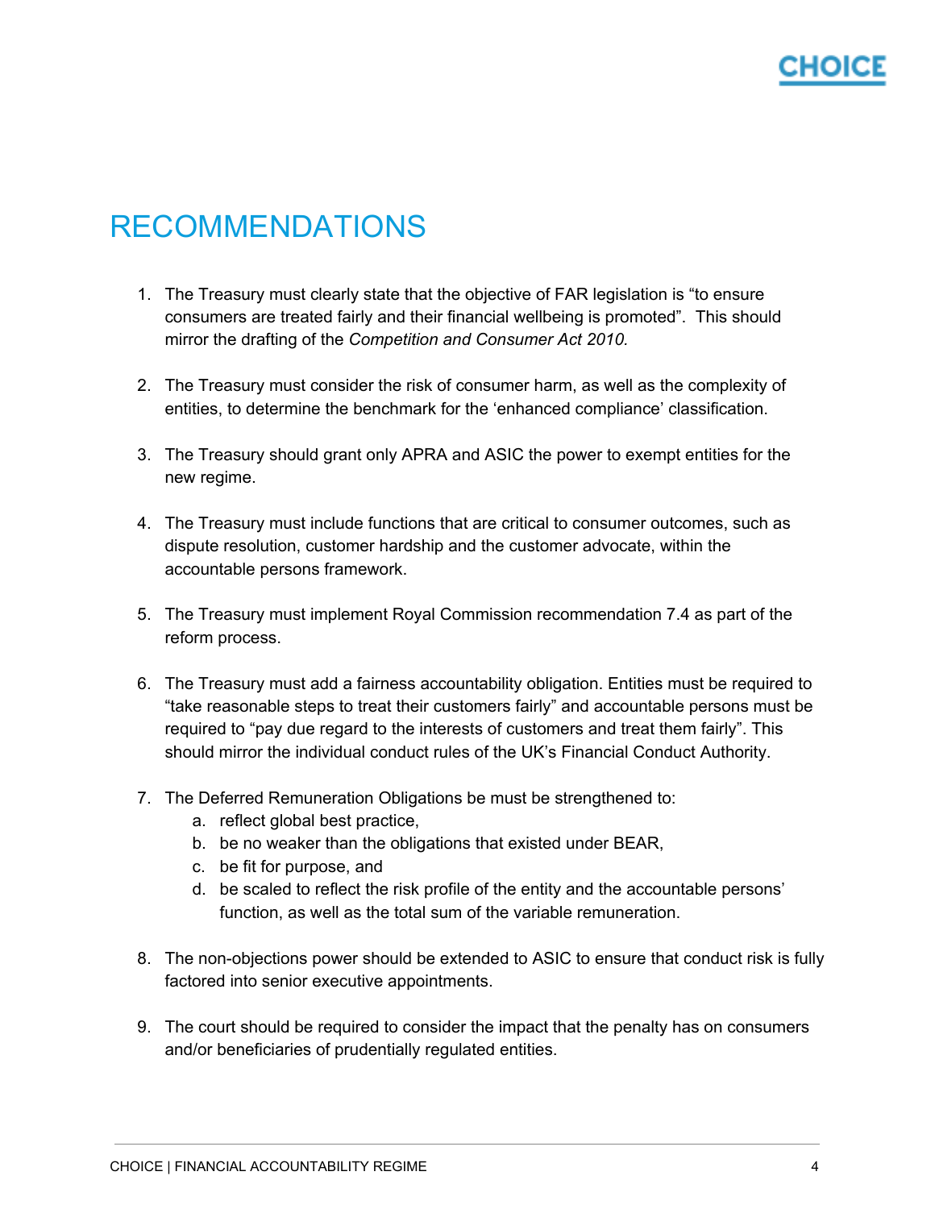# RECOMMENDATIONS

1. The Treasury must clearly state that the objective of FAR legislation is "to ensure consumers are treated fairly and their financial wellbeing is promoted". This should mirror the drafting of the *Competition and Consumer Act 2010*.

2. The Treasury must consider the risk of consumer harm, as well as the complexity of entities, to determine the benchmark for the 'enhanced compliance' classification.

3. The Treasury should grant only APRA and ASIC the power to exempt entities for the new regime.

4. The Treasury must include functions that are critical to consumer outcomes, such as dispute resolution, customer hardship and the customer advocate, within the accountable persons framework.

5. The Treasury must implement Royal Commission recommendation 7.4 as part of the reform process.

6. The Treasury must add a fairness accountability obligation. Entities must be required to "take reasonable steps to treat their customers fairly" and accountable persons must be required to "pay due regard to the interests of customers and treat them fairly". This should mirror the individual conduct rules of the UK's Financial Conduct Authority.

7. The Deferred Remuneration Obligations be must be strengthened to:
   a. reflect global best practice,
   b. be no weaker than the obligations that existed under BEAR,
   c. be fit for purpose, and
   d. be scaled to reflect the risk profile of the entity and the accountable persons' function, as well as the total sum of the variable remuneration.

8. The non-objections power should be extended to ASIC to ensure that conduct risk is fully factored into senior executive appointments.

9. The court should be required to consider the impact that the penalty has on consumers and/or beneficiaries of prudentially regulated entities.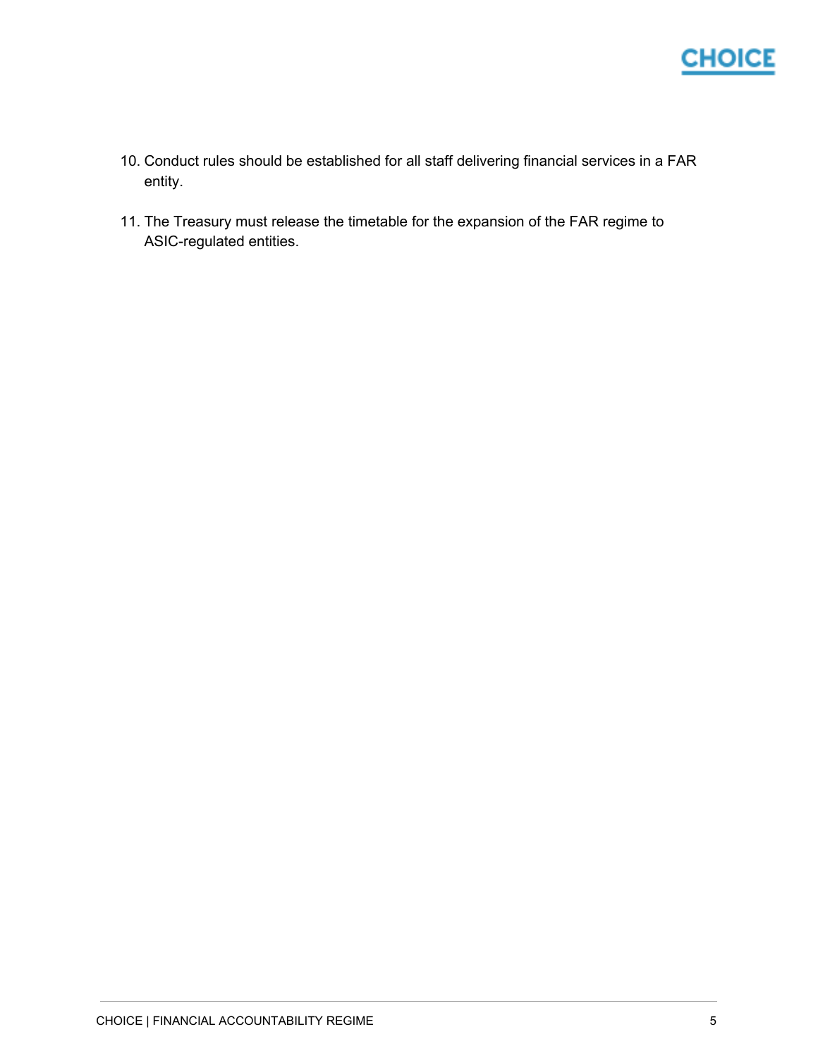10. Conduct rules should be established for all staff delivering financial services in a FAR entity.

11. The Treasury must release the timetable for the expansion of the FAR regime to ASIC-regulated entities.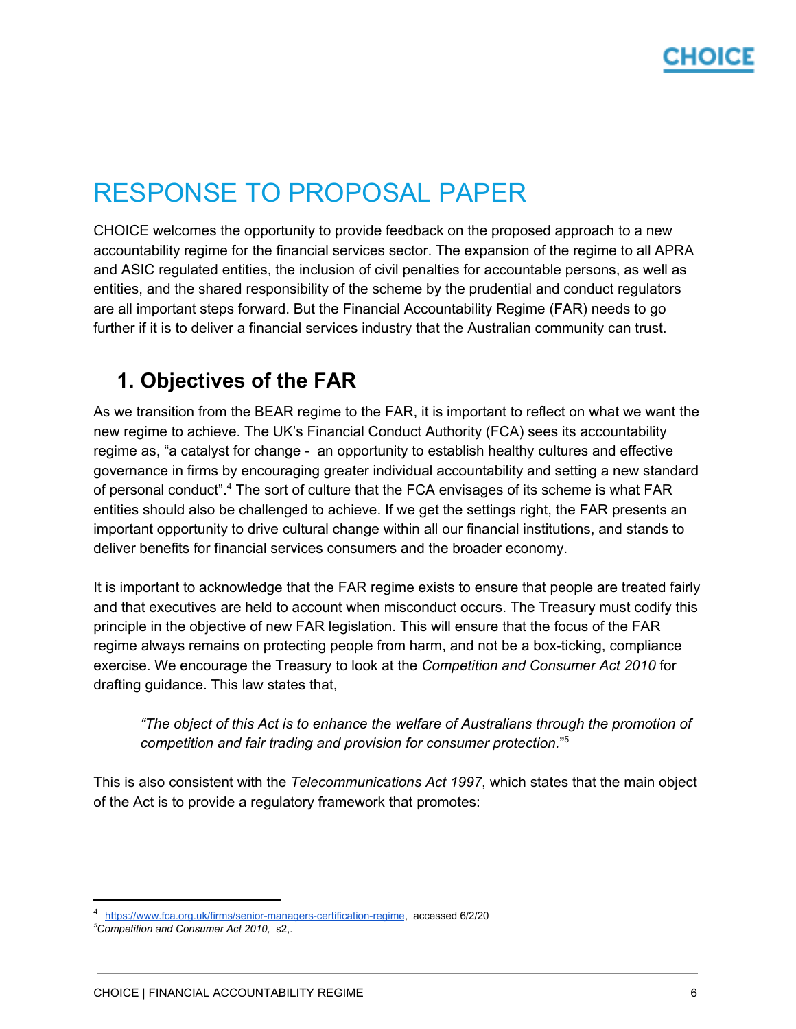# RESPONSE TO PROPOSAL PAPER

CHOICE welcomes the opportunity to provide feedback on the proposed approach to a new accountability regime for the financial services sector. The expansion of the regime to all APRA and ASIC regulated entities, the inclusion of civil penalties for accountable persons, as well as entities, and the shared responsibility of the scheme by the prudential and conduct regulators are all important steps forward. But the Financial Accountability Regime (FAR) needs to go further if it is to deliver a financial services industry that the Australian community can trust.

## 1. Objectives of the FAR

As we transition from the BEAR regime to the FAR, it is important to reflect on what we want the new regime to achieve. The UK's Financial Conduct Authority (FCA) sees its accountability regime as, "a catalyst for change - an opportunity to establish healthy cultures and effective governance in firms by encouraging greater individual accountability and setting a new standard of personal conduct".[4] The sort of culture that the FCA envisages of its scheme is what FAR entities should also be challenged to achieve. If we get the settings right, the FAR presents an important opportunity to drive cultural change within all our financial institutions, and stands to deliver benefits for financial services consumers and the broader economy.

It is important to acknowledge that the FAR regime exists to ensure that people are treated fairly and that executives are held to account when misconduct occurs. The Treasury must codify this principle in the objective of new FAR legislation. This will ensure that the focus of the FAR regime always remains on protecting people from harm, and not be a box-ticking, compliance exercise. We encourage the Treasury to look at the *Competition and Consumer Act 2010* for drafting guidance. This law states that,

> *"The object of this Act is to enhance the welfare of Australians through the promotion of competition and fair trading and provision for consumer protection.*"[5]

This is also consistent with the *Telecommunications Act 1997*, which states that the main object of the Act is to provide a regulatory framework that promotes:

---

[4] https://www.fca.org.uk/firms/senior-managers-certification-regime, accessed 6/2/20

[5] *Competition and Consumer Act 2010,* s2,.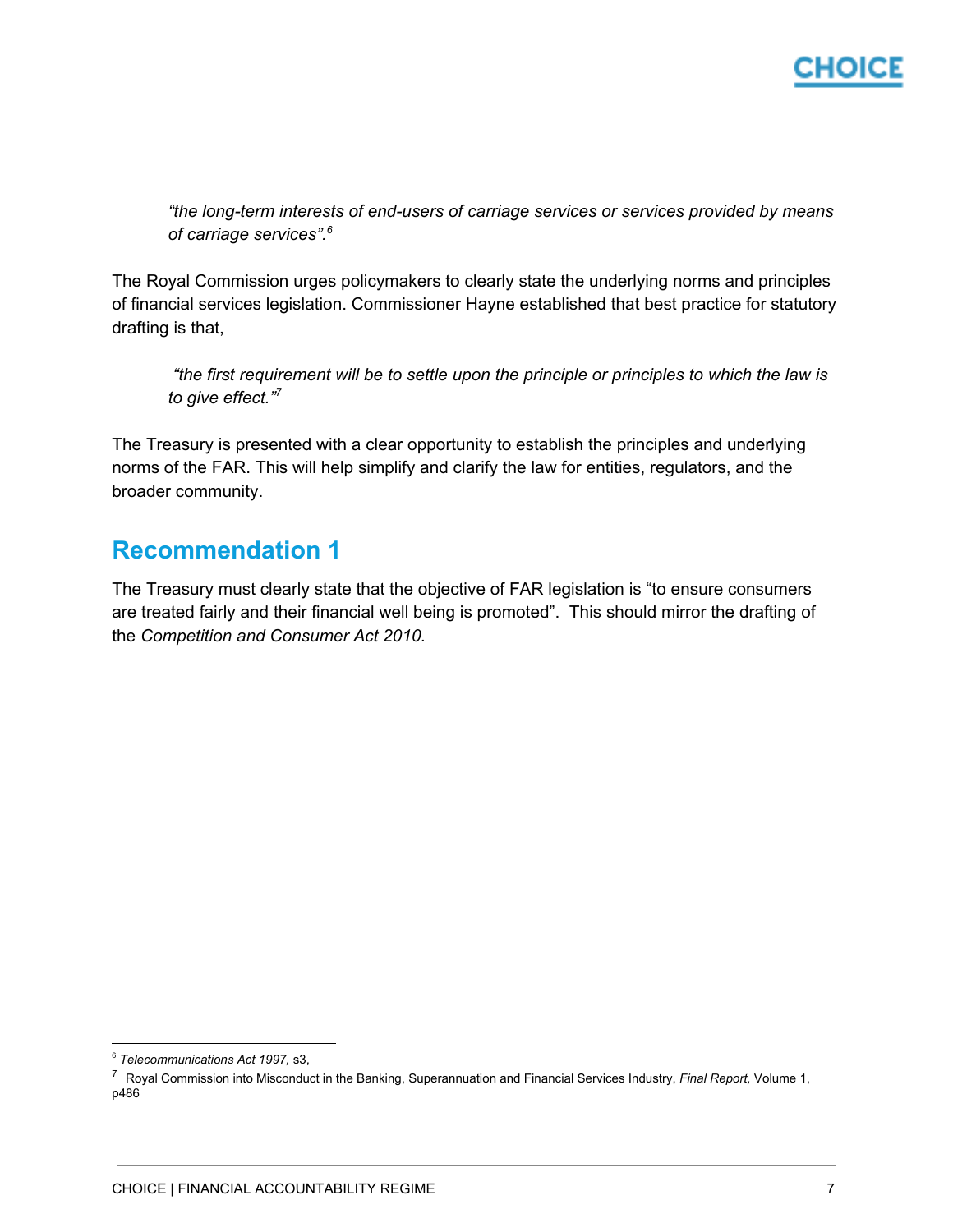> *"the long-term interests of end-users of carriage services or services provided by means of carriage services".*[6]

The Royal Commission urges policymakers to clearly state the underlying norms and principles of financial services legislation. Commissioner Hayne established that best practice for statutory drafting is that,

> *"the first requirement will be to settle upon the principle or principles to which the law is to give effect."*[7]

The Treasury is presented with a clear opportunity to establish the principles and underlying norms of the FAR. This will help simplify and clarify the law for entities, regulators, and the broader community.

## Recommendation 1

The Treasury must clearly state that the objective of FAR legislation is "to ensure consumers are treated fairly and their financial well being is promoted". This should mirror the drafting of the *Competition and Consumer Act 2010.*

---

[6] *Telecommunications Act 1997,* s3,

[7] Royal Commission into Misconduct in the Banking, Superannuation and Financial Services Industry, *Final Report,* Volume 1, p486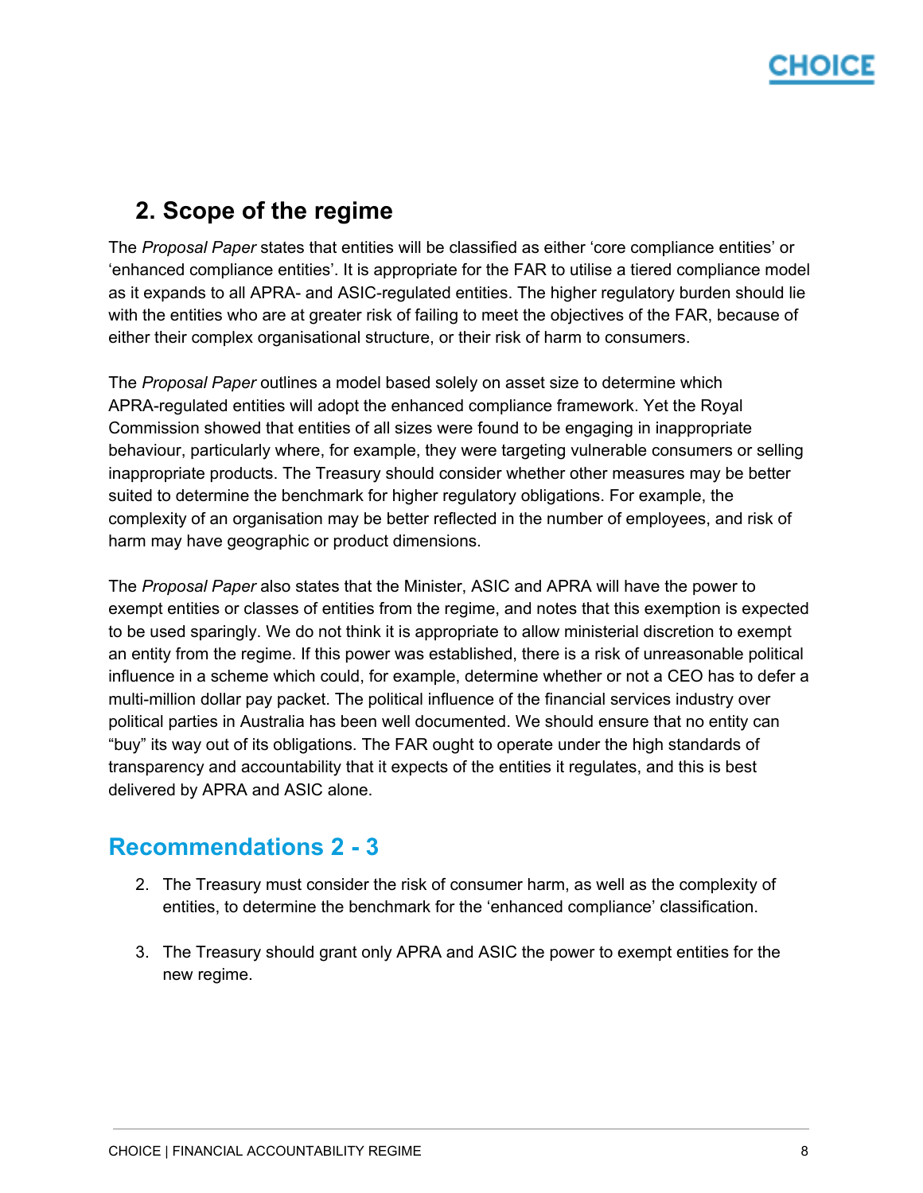## 2. Scope of the regime

The *Proposal Paper* states that entities will be classified as either 'core compliance entities' or 'enhanced compliance entities'. It is appropriate for the FAR to utilise a tiered compliance model as it expands to all APRA- and ASIC-regulated entities. The higher regulatory burden should lie with the entities who are at greater risk of failing to meet the objectives of the FAR, because of either their complex organisational structure, or their risk of harm to consumers.

The *Proposal Paper* outlines a model based solely on asset size to determine which APRA-regulated entities will adopt the enhanced compliance framework. Yet the Royal Commission showed that entities of all sizes were found to be engaging in inappropriate behaviour, particularly where, for example, they were targeting vulnerable consumers or selling inappropriate products. The Treasury should consider whether other measures may be better suited to determine the benchmark for higher regulatory obligations. For example, the complexity of an organisation may be better reflected in the number of employees, and risk of harm may have geographic or product dimensions.

The *Proposal Paper* also states that the Minister, ASIC and APRA will have the power to exempt entities or classes of entities from the regime, and notes that this exemption is expected to be used sparingly. We do not think it is appropriate to allow ministerial discretion to exempt an entity from the regime. If this power was established, there is a risk of unreasonable political influence in a scheme which could, for example, determine whether or not a CEO has to defer a multi-million dollar pay packet. The political influence of the financial services industry over political parties in Australia has been well documented. We should ensure that no entity can "buy" its way out of its obligations. The FAR ought to operate under the high standards of transparency and accountability that it expects of the entities it regulates, and this is best delivered by APRA and ASIC alone.

## Recommendations 2 - 3

2. The Treasury must consider the risk of consumer harm, as well as the complexity of entities, to determine the benchmark for the 'enhanced compliance' classification.

3. The Treasury should grant only APRA and ASIC the power to exempt entities for the new regime.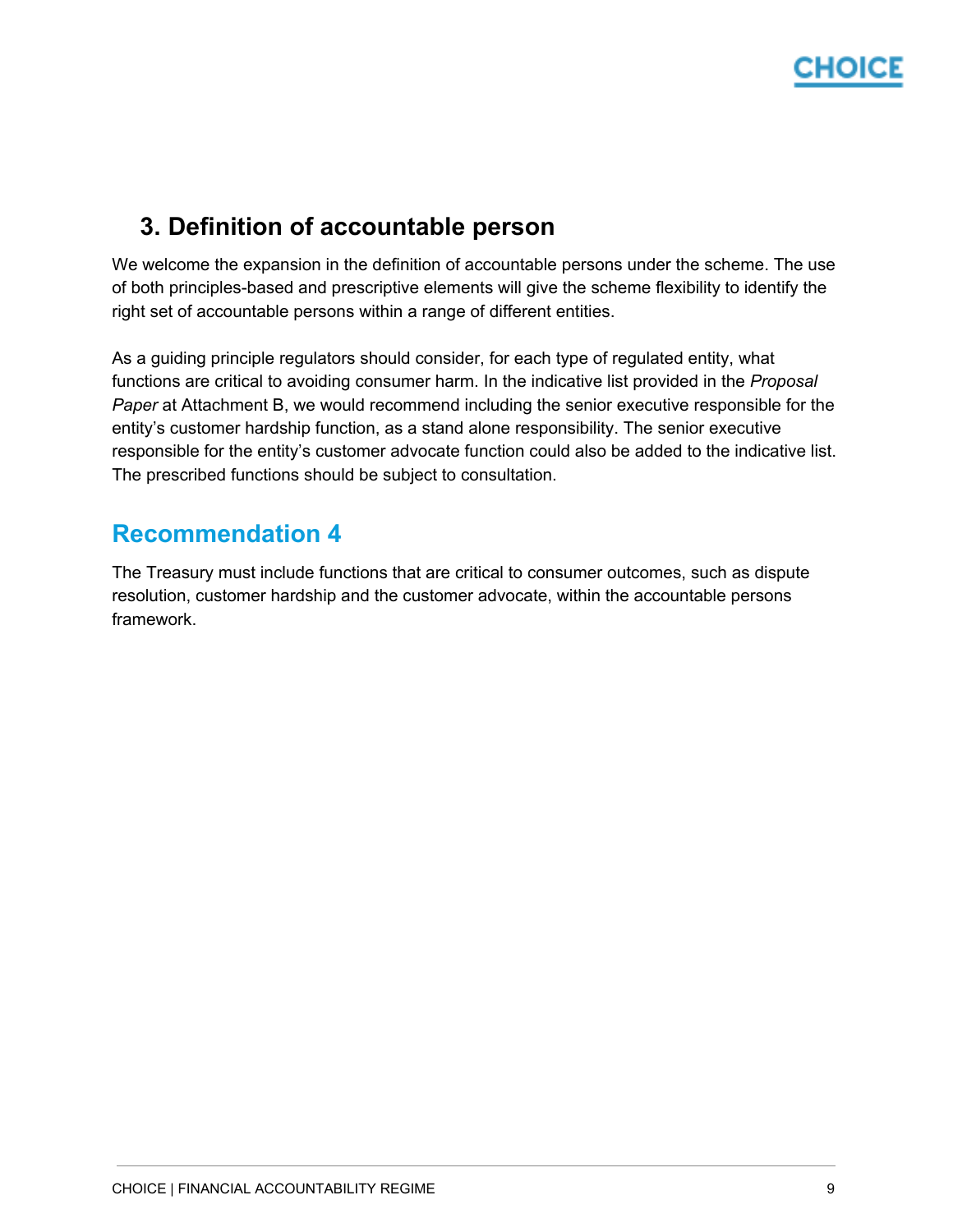## 3. Definition of accountable person

We welcome the expansion in the definition of accountable persons under the scheme. The use of both principles-based and prescriptive elements will give the scheme flexibility to identify the right set of accountable persons within a range of different entities.

As a guiding principle regulators should consider, for each type of regulated entity, what functions are critical to avoiding consumer harm. In the indicative list provided in the *Proposal Paper* at Attachment B, we would recommend including the senior executive responsible for the entity's customer hardship function, as a stand alone responsibility. The senior executive responsible for the entity's customer advocate function could also be added to the indicative list. The prescribed functions should be subject to consultation.

## Recommendation 4

The Treasury must include functions that are critical to consumer outcomes, such as dispute resolution, customer hardship and the customer advocate, within the accountable persons framework.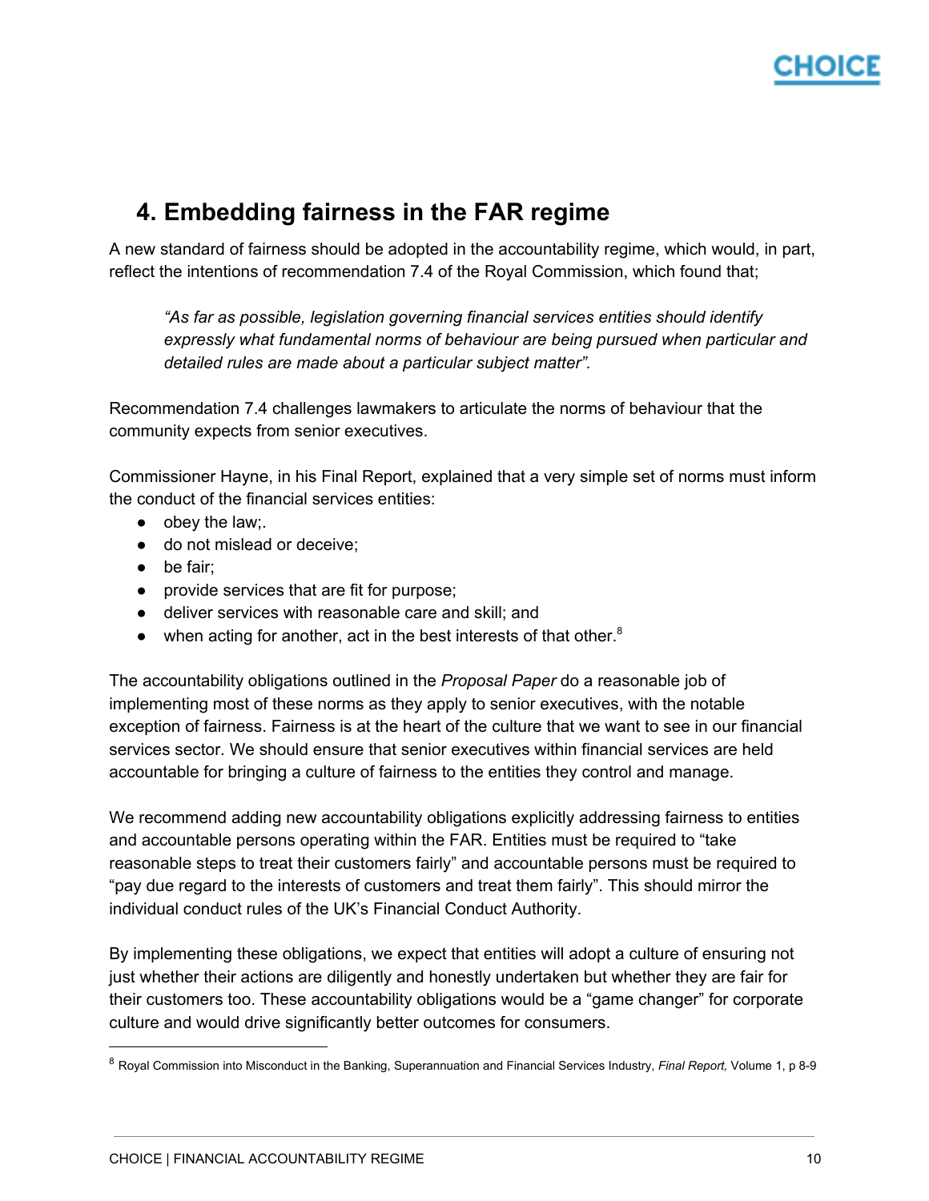## 4. Embedding fairness in the FAR regime

A new standard of fairness should be adopted in the accountability regime, which would, in part, reflect the intentions of recommendation 7.4 of the Royal Commission, which found that;

> *"As far as possible, legislation governing financial services entities should identify expressly what fundamental norms of behaviour are being pursued when particular and detailed rules are made about a particular subject matter".*

Recommendation 7.4 challenges lawmakers to articulate the norms of behaviour that the community expects from senior executives.

Commissioner Hayne, in his Final Report, explained that a very simple set of norms must inform the conduct of the financial services entities:

- obey the law;.
- do not mislead or deceive;
- be fair;
- provide services that are fit for purpose;
- deliver services with reasonable care and skill; and
- when acting for another, act in the best interests of that other.[8]

The accountability obligations outlined in the *Proposal Paper* do a reasonable job of implementing most of these norms as they apply to senior executives, with the notable exception of fairness. Fairness is at the heart of the culture that we want to see in our financial services sector. We should ensure that senior executives within financial services are held accountable for bringing a culture of fairness to the entities they control and manage.

We recommend adding new accountability obligations explicitly addressing fairness to entities and accountable persons operating within the FAR. Entities must be required to "take reasonable steps to treat their customers fairly" and accountable persons must be required to "pay due regard to the interests of customers and treat them fairly". This should mirror the individual conduct rules of the UK's Financial Conduct Authority.

By implementing these obligations, we expect that entities will adopt a culture of ensuring not just whether their actions are diligently and honestly undertaken but whether they are fair for their customers too. These accountability obligations would be a "game changer" for corporate culture and would drive significantly better outcomes for consumers.

---

[8] Royal Commission into Misconduct in the Banking, Superannuation and Financial Services Industry, *Final Report,* Volume 1, p 8-9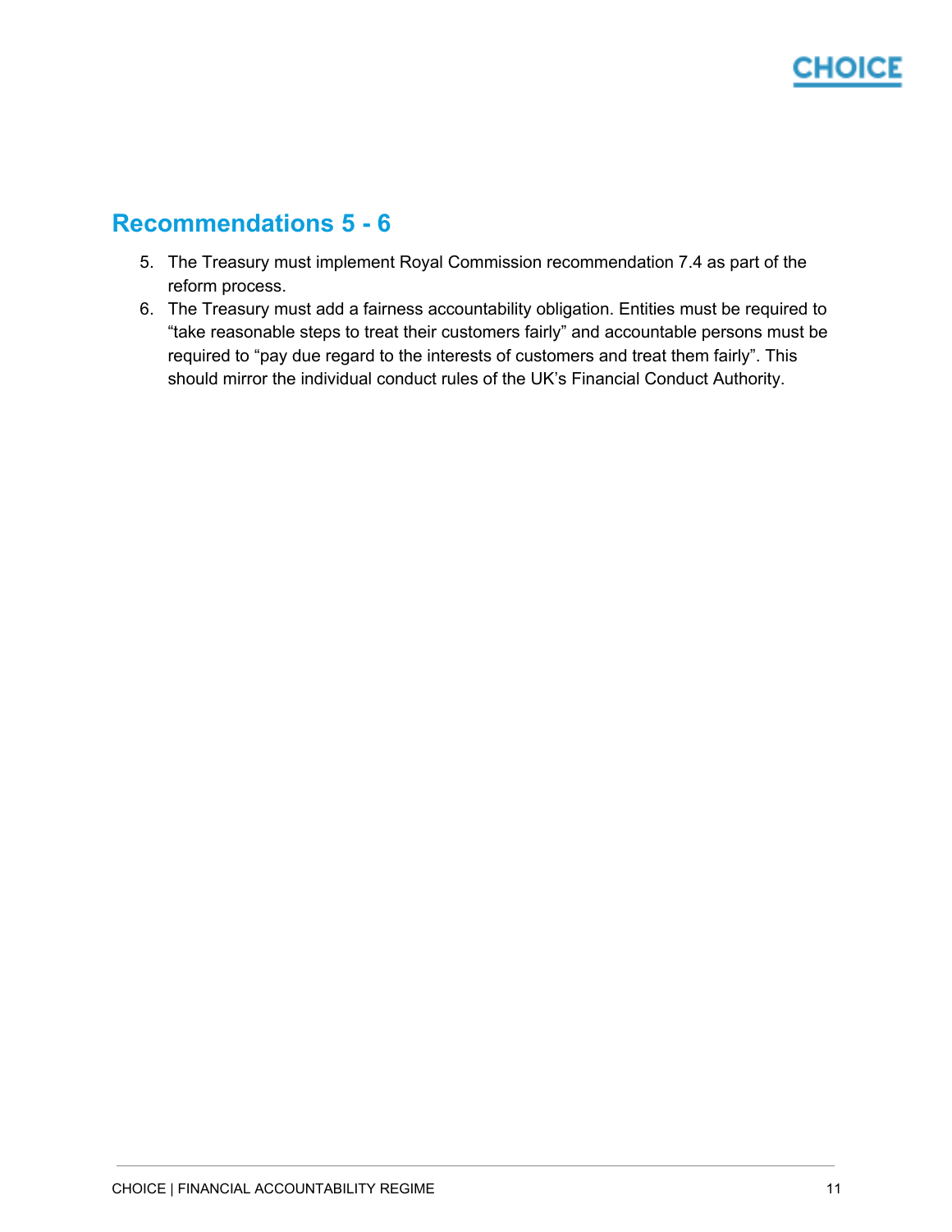## Recommendations 5 - 6

5. The Treasury must implement Royal Commission recommendation 7.4 as part of the reform process.
6. The Treasury must add a fairness accountability obligation. Entities must be required to "take reasonable steps to treat their customers fairly" and accountable persons must be required to "pay due regard to the interests of customers and treat them fairly". This should mirror the individual conduct rules of the UK's Financial Conduct Authority.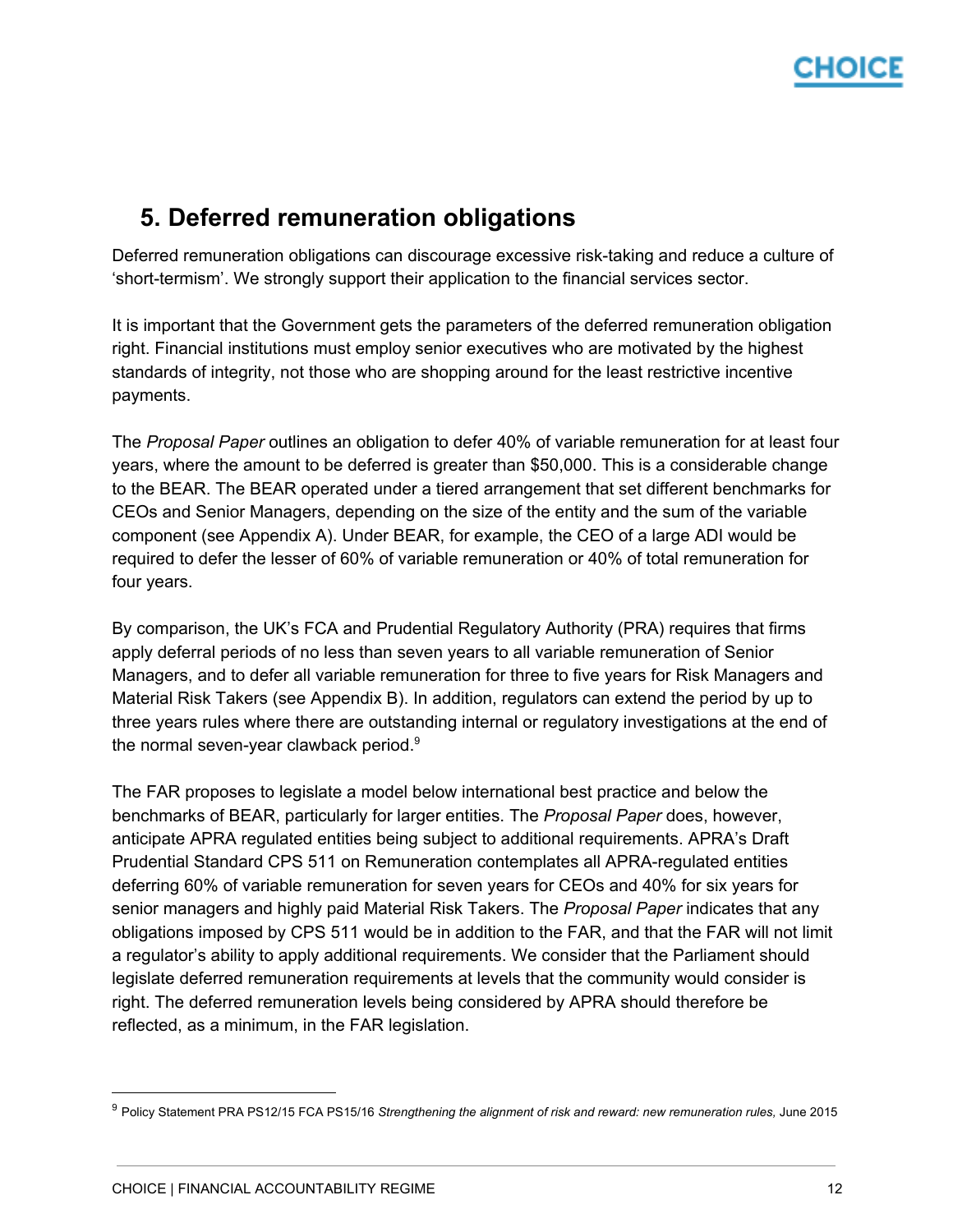## 5. Deferred remuneration obligations

Deferred remuneration obligations can discourage excessive risk-taking and reduce a culture of 'short-termism'. We strongly support their application to the financial services sector.

It is important that the Government gets the parameters of the deferred remuneration obligation right. Financial institutions must employ senior executives who are motivated by the highest standards of integrity, not those who are shopping around for the least restrictive incentive payments.

The *Proposal Paper* outlines an obligation to defer 40% of variable remuneration for at least four years, where the amount to be deferred is greater than $50,000. This is a considerable change to the BEAR. The BEAR operated under a tiered arrangement that set different benchmarks for CEOs and Senior Managers, depending on the size of the entity and the sum of the variable component (see Appendix A). Under BEAR, for example, the CEO of a large ADI would be required to defer the lesser of 60% of variable remuneration or 40% of total remuneration for four years.

By comparison, the UK's FCA and Prudential Regulatory Authority (PRA) requires that firms apply deferral periods of no less than seven years to all variable remuneration of Senior Managers, and to defer all variable remuneration for three to five years for Risk Managers and Material Risk Takers (see Appendix B). In addition, regulators can extend the period by up to three years rules where there are outstanding internal or regulatory investigations at the end of the normal seven-year clawback period.[9]

The FAR proposes to legislate a model below international best practice and below the benchmarks of BEAR, particularly for larger entities. The *Proposal Paper* does, however, anticipate APRA regulated entities being subject to additional requirements. APRA's Draft Prudential Standard CPS 511 on Remuneration contemplates all APRA-regulated entities deferring 60% of variable remuneration for seven years for CEOs and 40% for six years for senior managers and highly paid Material Risk Takers. The *Proposal Paper* indicates that any obligations imposed by CPS 511 would be in addition to the FAR, and that the FAR will not limit a regulator's ability to apply additional requirements. We consider that the Parliament should legislate deferred remuneration requirements at levels that the community would consider is right. The deferred remuneration levels being considered by APRA should therefore be reflected, as a minimum, in the FAR legislation.

---

[9] Policy Statement PRA PS12/15 FCA PS15/16 *Strengthening the alignment of risk and reward: new remuneration rules,* June 2015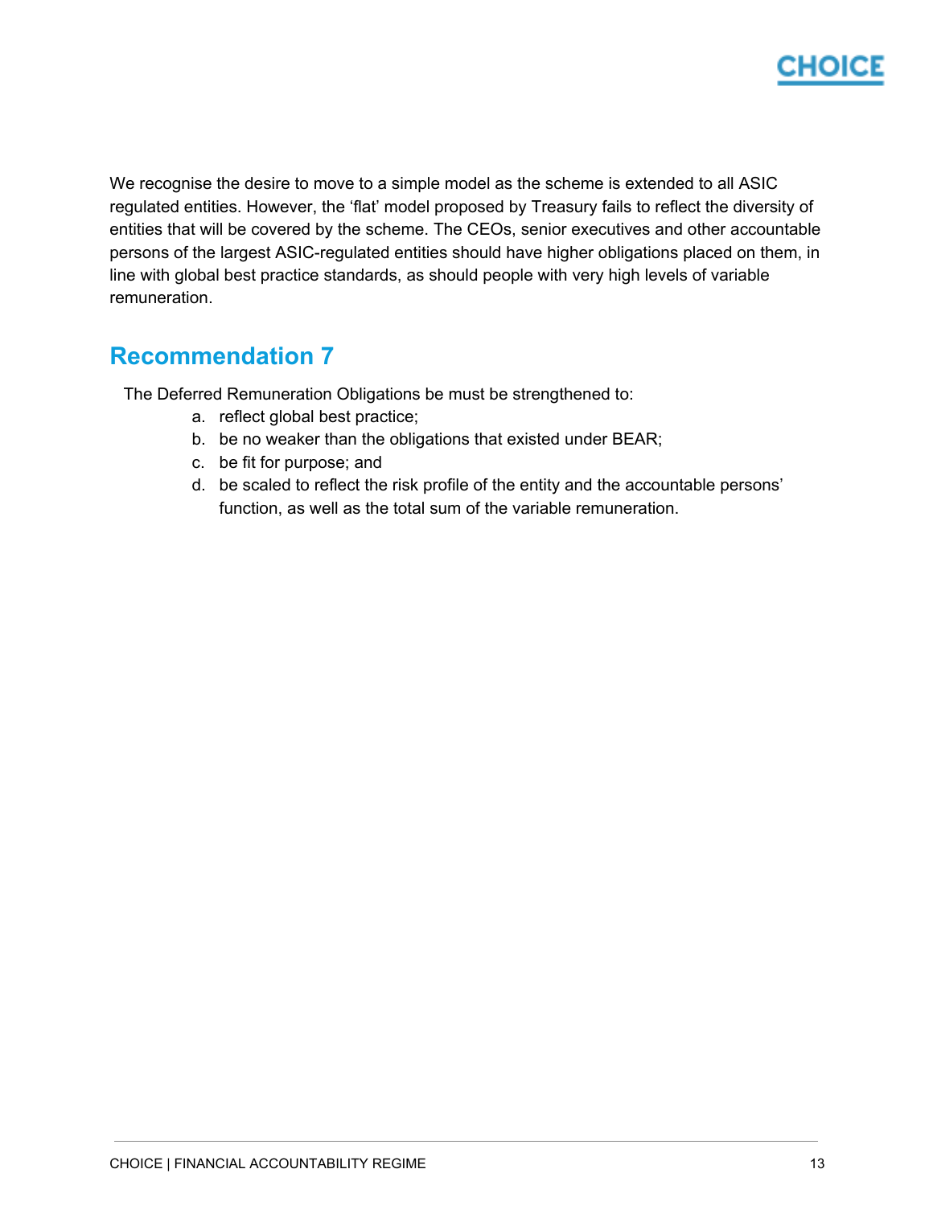We recognise the desire to move to a simple model as the scheme is extended to all ASIC regulated entities. However, the 'flat' model proposed by Treasury fails to reflect the diversity of entities that will be covered by the scheme. The CEOs, senior executives and other accountable persons of the largest ASIC-regulated entities should have higher obligations placed on them, in line with global best practice standards, as should people with very high levels of variable remuneration.

## Recommendation 7

The Deferred Remuneration Obligations be must be strengthened to:

a. reflect global best practice;
b. be no weaker than the obligations that existed under BEAR;
c. be fit for purpose; and
d. be scaled to reflect the risk profile of the entity and the accountable persons' function, as well as the total sum of the variable remuneration.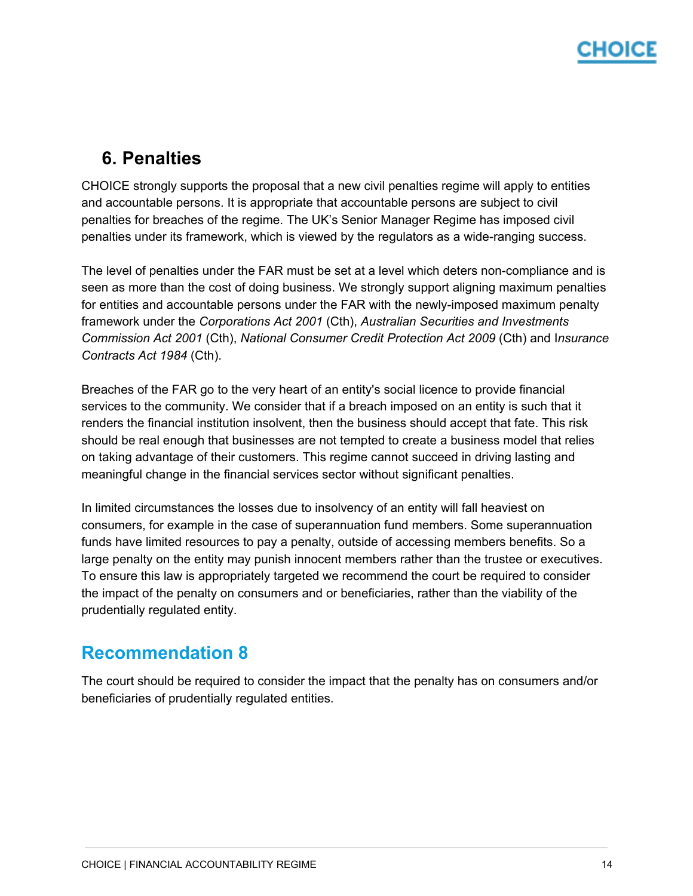## 6. Penalties

CHOICE strongly supports the proposal that a new civil penalties regime will apply to entities and accountable persons. It is appropriate that accountable persons are subject to civil penalties for breaches of the regime. The UK's Senior Manager Regime has imposed civil penalties under its framework, which is viewed by the regulators as a wide-ranging success.

The level of penalties under the FAR must be set at a level which deters non-compliance and is seen as more than the cost of doing business. We strongly support aligning maximum penalties for entities and accountable persons under the FAR with the newly-imposed maximum penalty framework under the *Corporations Act 2001* (Cth), *Australian Securities and Investments Commission Act 2001* (Cth), *National Consumer Credit Protection Act 2009* (Cth) and I*nsurance Contracts Act 1984* (Cth).

Breaches of the FAR go to the very heart of an entity's social licence to provide financial services to the community. We consider that if a breach imposed on an entity is such that it renders the financial institution insolvent, then the business should accept that fate. This risk should be real enough that businesses are not tempted to create a business model that relies on taking advantage of their customers. This regime cannot succeed in driving lasting and meaningful change in the financial services sector without significant penalties.

In limited circumstances the losses due to insolvency of an entity will fall heaviest on consumers, for example in the case of superannuation fund members. Some superannuation funds have limited resources to pay a penalty, outside of accessing members benefits. So a large penalty on the entity may punish innocent members rather than the trustee or executives. To ensure this law is appropriately targeted we recommend the court be required to consider the impact of the penalty on consumers and or beneficiaries, rather than the viability of the prudentially regulated entity.

## Recommendation 8

The court should be required to consider the impact that the penalty has on consumers and/or beneficiaries of prudentially regulated entities.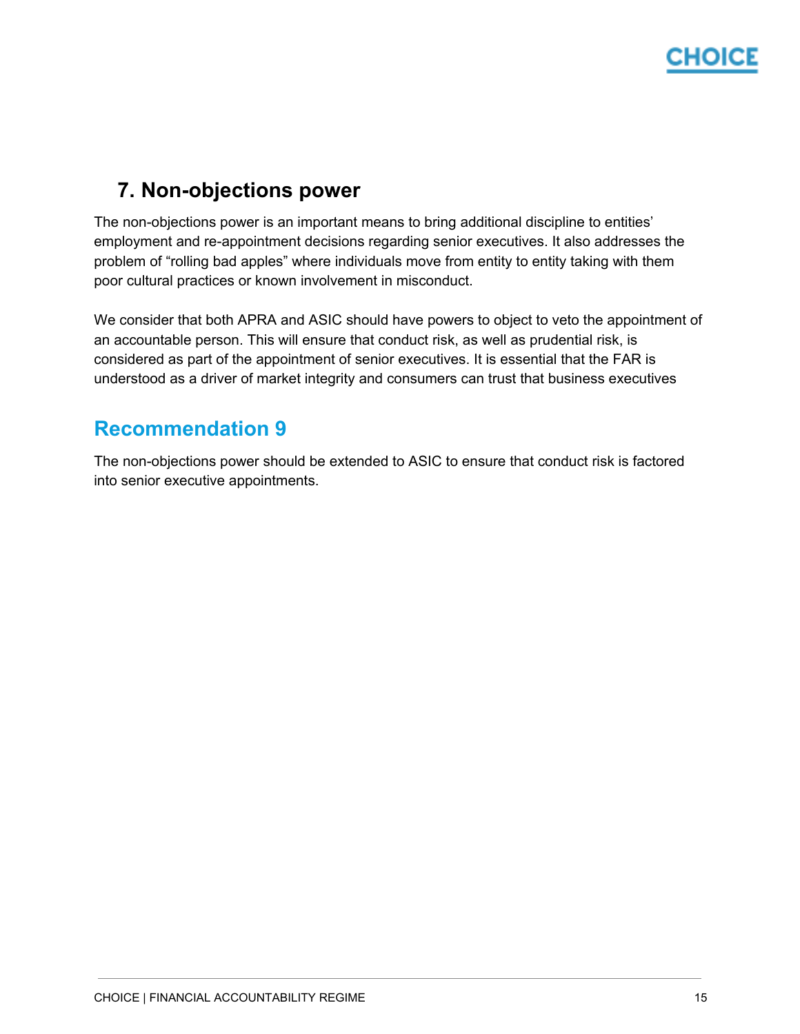## 7. Non-objections power

The non-objections power is an important means to bring additional discipline to entities' employment and re-appointment decisions regarding senior executives. It also addresses the problem of "rolling bad apples" where individuals move from entity to entity taking with them poor cultural practices or known involvement in misconduct.

We consider that both APRA and ASIC should have powers to object to veto the appointment of an accountable person. This will ensure that conduct risk, as well as prudential risk, is considered as part of the appointment of senior executives. It is essential that the FAR is understood as a driver of market integrity and consumers can trust that business executives

## Recommendation 9

The non-objections power should be extended to ASIC to ensure that conduct risk is factored into senior executive appointments.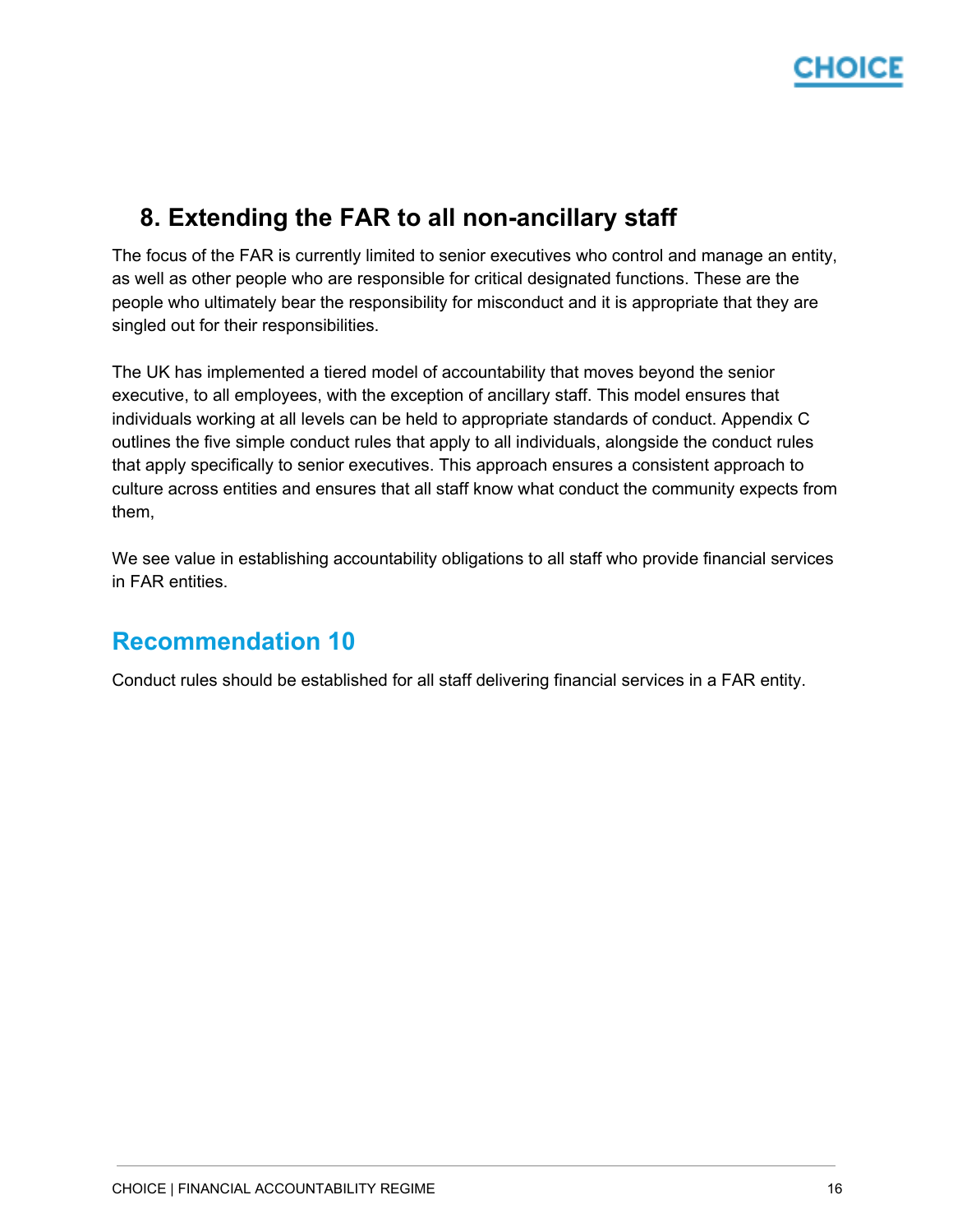## 8. Extending the FAR to all non-ancillary staff

The focus of the FAR is currently limited to senior executives who control and manage an entity, as well as other people who are responsible for critical designated functions. These are the people who ultimately bear the responsibility for misconduct and it is appropriate that they are singled out for their responsibilities.

The UK has implemented a tiered model of accountability that moves beyond the senior executive, to all employees, with the exception of ancillary staff. This model ensures that individuals working at all levels can be held to appropriate standards of conduct. Appendix C outlines the five simple conduct rules that apply to all individuals, alongside the conduct rules that apply specifically to senior executives. This approach ensures a consistent approach to culture across entities and ensures that all staff know what conduct the community expects from them,

We see value in establishing accountability obligations to all staff who provide financial services in FAR entities.

### Recommendation 10

Conduct rules should be established for all staff delivering financial services in a FAR entity.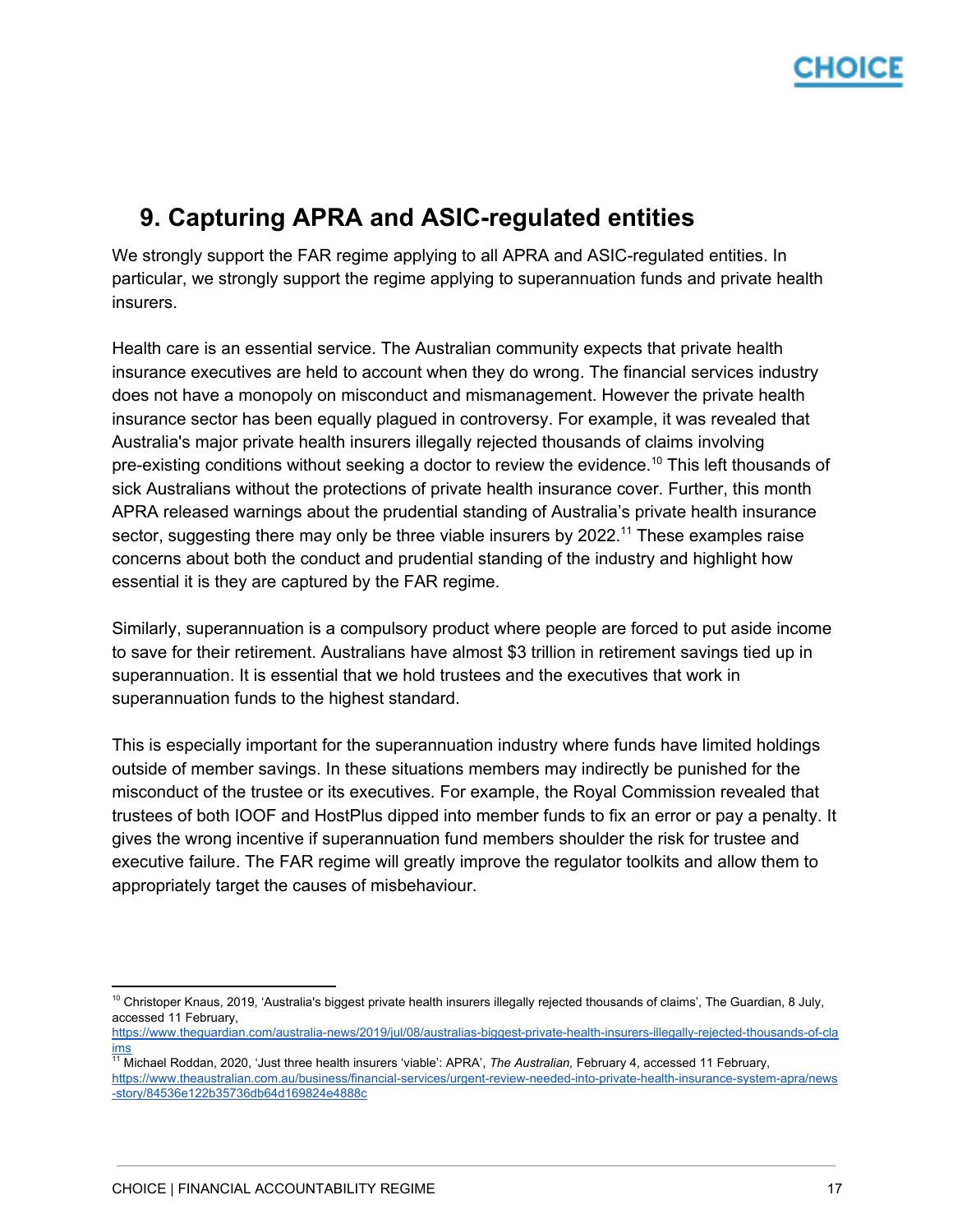## 9. Capturing APRA and ASIC-regulated entities

We strongly support the FAR regime applying to all APRA and ASIC-regulated entities. In particular, we strongly support the regime applying to superannuation funds and private health insurers.

Health care is an essential service. The Australian community expects that private health insurance executives are held to account when they do wrong. The financial services industry does not have a monopoly on misconduct and mismanagement. However the private health insurance sector has been equally plagued in controversy. For example, it was revealed that Australia's major private health insurers illegally rejected thousands of claims involving pre-existing conditions without seeking a doctor to review the evidence.[10] This left thousands of sick Australians without the protections of private health insurance cover. Further, this month APRA released warnings about the prudential standing of Australia's private health insurance sector, suggesting there may only be three viable insurers by 2022.[11] These examples raise concerns about both the conduct and prudential standing of the industry and highlight how essential it is they are captured by the FAR regime.

Similarly, superannuation is a compulsory product where people are forced to put aside income to save for their retirement. Australians have almost $3 trillion in retirement savings tied up in superannuation. It is essential that we hold trustees and the executives that work in superannuation funds to the highest standard.

This is especially important for the superannuation industry where funds have limited holdings outside of member savings. In these situations members may indirectly be punished for the misconduct of the trustee or its executives. For example, the Royal Commission revealed that trustees of both IOOF and HostPlus dipped into member funds to fix an error or pay a penalty. It gives the wrong incentive if superannuation fund members shoulder the risk for trustee and executive failure. The FAR regime will greatly improve the regulator toolkits and allow them to appropriately target the causes of misbehaviour.

---

[10] Christoper Knaus, 2019, 'Australia's biggest private health insurers illegally rejected thousands of claims', The Guardian, 8 July, accessed 11 February, https://www.theguardian.com/australia-news/2019/jul/08/australias-biggest-private-health-insurers-illegally-rejected-thousands-of-claims

[11] Michael Roddan, 2020, 'Just three health insurers 'viable': APRA', *The Australian,* February 4, accessed 11 February, https://www.theaustralian.com.au/business/financial-services/urgent-review-needed-into-private-health-insurance-system-apra/news-story/84536e122b35736db64d169824e4888c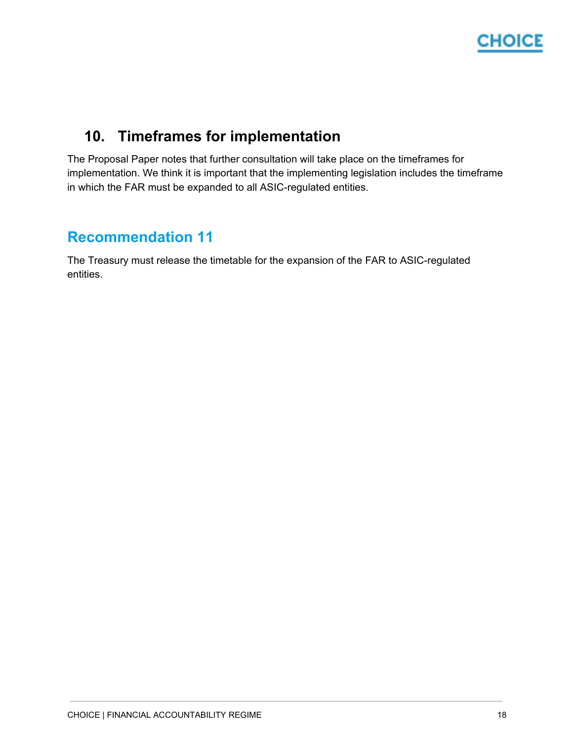## 10. Timeframes for implementation

The Proposal Paper notes that further consultation will take place on the timeframes for implementation. We think it is important that the implementing legislation includes the timeframe in which the FAR must be expanded to all ASIC-regulated entities.

### Recommendation 11

The Treasury must release the timetable for the expansion of the FAR to ASIC-regulated entities.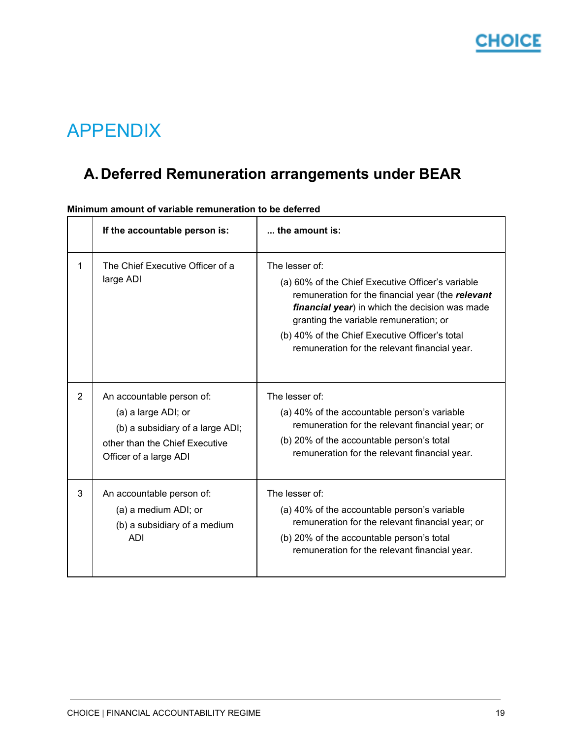# APPENDIX

## A. Deferred Remuneration arrangements under BEAR

**Minimum amount of variable remuneration to be deferred**

| | **If the accountable person is:** | **... the amount is:** |
|---|---|---|
| 1 | The Chief Executive Officer of a large ADI | The lesser of:<br>(a) 60% of the Chief Executive Officer's variable remuneration for the financial year (the ***relevant financial year***) in which the decision was made granting the variable remuneration; or<br>(b) 40% of the Chief Executive Officer's total remuneration for the relevant financial year. |
| 2 | An accountable person of:<br>(a) a large ADI; or<br>(b) a subsidiary of a large ADI;<br>other than the Chief Executive Officer of a large ADI | The lesser of:<br>(a) 40% of the accountable person's variable remuneration for the relevant financial year; or<br>(b) 20% of the accountable person's total remuneration for the relevant financial year. |
| 3 | An accountable person of:<br>(a) a medium ADI; or<br>(b) a subsidiary of a medium ADI | The lesser of:<br>(a) 40% of the accountable person's variable remuneration for the relevant financial year; or<br>(b) 20% of the accountable person's total remuneration for the relevant financial year. |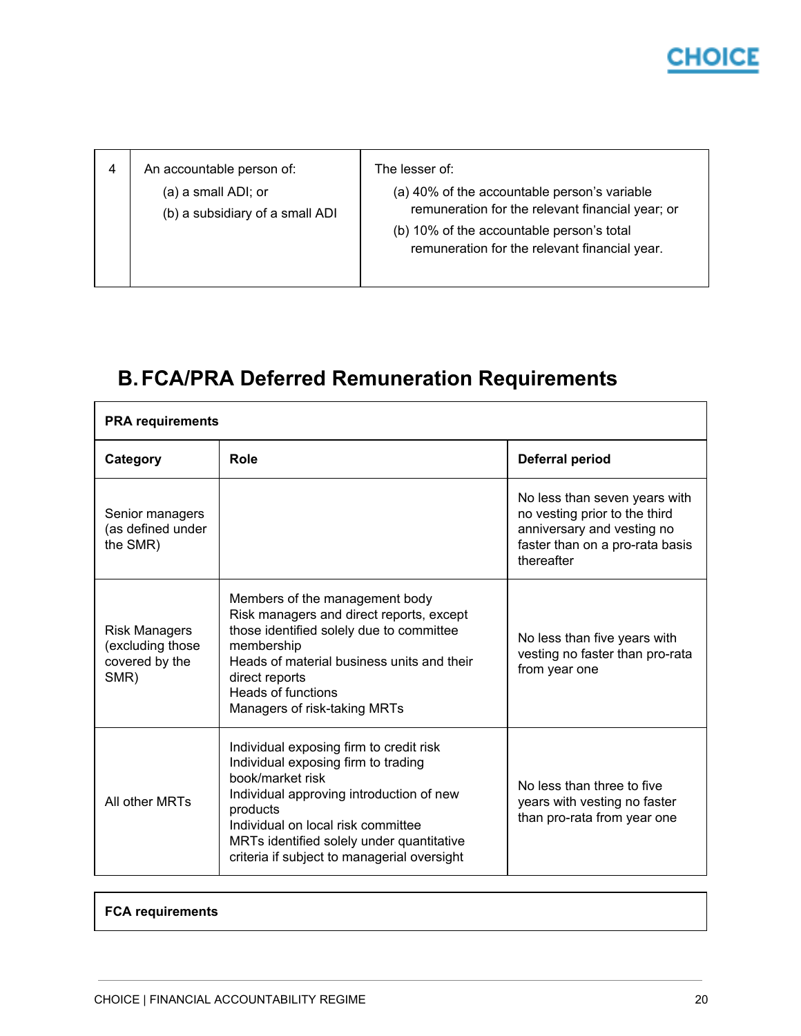| 4 | An accountable person of:<br>(a) a small ADI; or<br>(b) a subsidiary of a small ADI | The lesser of:<br>(a) 40% of the accountable person's variable remuneration for the relevant financial year; or<br>(b) 10% of the accountable person's total remuneration for the relevant financial year. |
|---|---|---|

## B. FCA/PRA Deferred Remuneration Requirements

| **PRA requirements** | | |
|---|---|---|
| **Category** | **Role** | **Deferral period** |
| Senior managers (as defined under the SMR) | | No less than seven years with no vesting prior to the third anniversary and vesting no faster than on a pro-rata basis thereafter |
| Risk Managers (excluding those covered by the SMR) | Members of the management body<br>Risk managers and direct reports, except those identified solely due to committee membership<br>Heads of material business units and their direct reports<br>Heads of functions<br>Managers of risk-taking MRTs | No less than five years with vesting no faster than pro-rata from year one |
| All other MRTs | Individual exposing firm to credit risk<br>Individual exposing firm to trading book/market risk<br>Individual approving introduction of new products<br>Individual on local risk committee<br>MRTs identified solely under quantitative criteria if subject to managerial oversight | No less than three to five years with vesting no faster than pro-rata from year one |

| **FCA requirements** |
|---|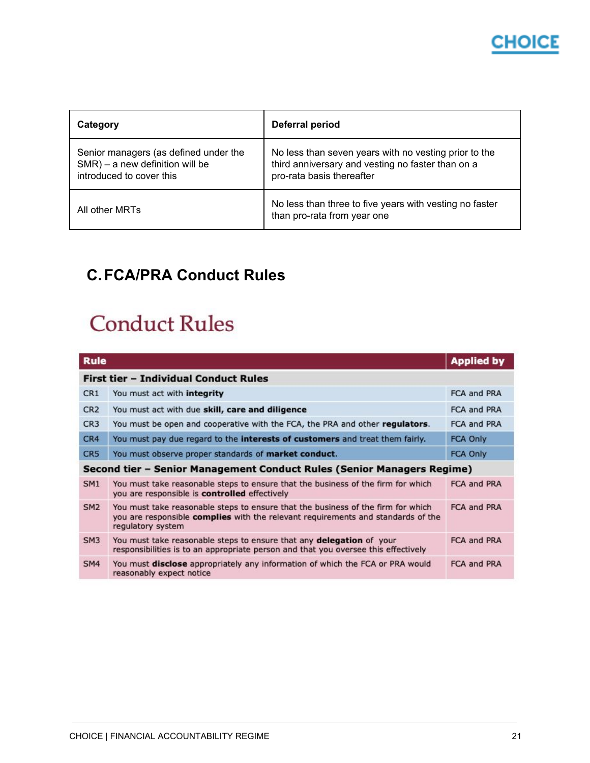| Category | Deferral period |
|---|---|
| Senior managers (as defined under the SMR) – a new definition will be introduced to cover this | No less than seven years with no vesting prior to the third anniversary and vesting no faster than on a pro-rata basis thereafter |
| All other MRTs | No less than three to five years with vesting no faster than pro-rata from year one |

## C. FCA/PRA Conduct Rules

### Conduct Rules

| Rule | | Applied by |
|---|---|---|
| **First tier – Individual Conduct Rules** | | |
| CR1 | You must act with **integrity** | FCA and PRA |
| CR2 | You must act with due **skill, care and diligence** | FCA and PRA |
| CR3 | You must be open and cooperative with the FCA, the PRA and other **regulators**. | FCA and PRA |
| CR4 | You must pay due regard to the **interests of customers** and treat them fairly. | FCA Only |
| CR5 | You must observe proper standards of **market conduct**. | FCA Only |
| **Second tier – Senior Management Conduct Rules (Senior Managers Regime)** | | |
| SM1 | You must take reasonable steps to ensure that the business of the firm for which you are responsible is **controlled** effectively | FCA and PRA |
| SM2 | You must take reasonable steps to ensure that the business of the firm for which you are responsible **complies** with the relevant requirements and standards of the regulatory system | FCA and PRA |
| SM3 | You must take reasonable steps to ensure that any **delegation** of your responsibilities is to an appropriate person and that you oversee this effectively | FCA and PRA |
| SM4 | You must **disclose** appropriately any information of which the FCA or PRA would reasonably expect notice | FCA and PRA |